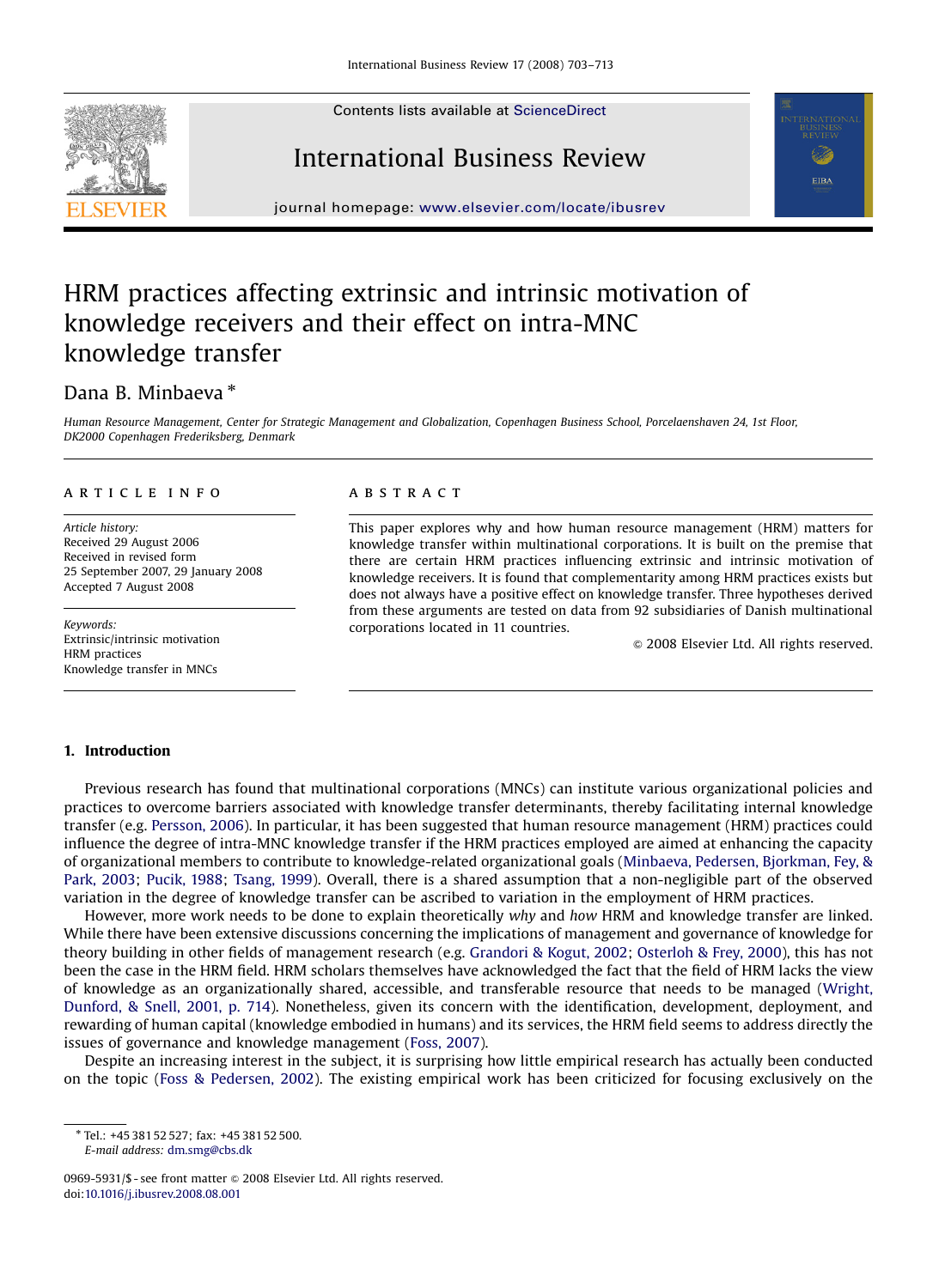Contents lists available at ScienceDirect

International Business Review

journal homepage: www.elsevier.com/locate/ibusrev

# HRM practices affecting extrinsic and intrinsic motivation of knowledge receivers and their effect on intra-MNC knowledge transfer

Dana B. Minbaeva *

*Human Resource Management, Center for Strategic Management and Globalization, Copenhagen Business School, Porcelaenshaven 24, 1st Floor, DK2000 Copenhagen Frederiksberg, Denmark*

**ARTICLE INFO**

*Article history:*
Received 29 August 2006
Received in revised form
25 September 2007, 29 January 2008
Accepted 7 August 2008

*Keywords:*
Extrinsic/intrinsic motivation
HRM practices
Knowledge transfer in MNCs

**ABSTRACT**

This paper explores why and how human resource management (HRM) matters for knowledge transfer within multinational corporations. It is built on the premise that there are certain HRM practices influencing extrinsic and intrinsic motivation of knowledge receivers. It is found that complementarity among HRM practices exists but does not always have a positive effect on knowledge transfer. Three hypotheses derived from these arguments are tested on data from 92 subsidiaries of Danish multinational corporations located in 11 countries.

© 2008 Elsevier Ltd. All rights reserved.

## 1. Introduction

Previous research has found that multinational corporations (MNCs) can institute various organizational policies and practices to overcome barriers associated with knowledge transfer determinants, thereby facilitating internal knowledge transfer (e.g. Persson, 2006). In particular, it has been suggested that human resource management (HRM) practices could influence the degree of intra-MNC knowledge transfer if the HRM practices employed are aimed at enhancing the capacity of organizational members to contribute to knowledge-related organizational goals (Minbaeva, Pedersen, Bjorkman, Fey, & Park, 2003; Pucik, 1988; Tsang, 1999). Overall, there is a shared assumption that a non-negligible part of the observed variation in the degree of knowledge transfer can be ascribed to variation in the employment of HRM practices.

However, more work needs to be done to explain theoretically *why* and *how* HRM and knowledge transfer are linked. While there have been extensive discussions concerning the implications of management and governance of knowledge for theory building in other fields of management research (e.g. Grandori & Kogut, 2002; Osterloh & Frey, 2000), this has not been the case in the HRM field. HRM scholars themselves have acknowledged the fact that the field of HRM lacks the view of knowledge as an organizationally shared, accessible, and transferable resource that needs to be managed (Wright, Dunford, & Snell, 2001, p. 714). Nonetheless, given its concern with the identification, development, deployment, and rewarding of human capital (knowledge embodied in humans) and its services, the HRM field seems to address directly the issues of governance and knowledge management (Foss, 2007).

Despite an increasing interest in the subject, it is surprising how little empirical research has actually been conducted on the topic (Foss & Pedersen, 2002). The existing empirical work has been criticized for focusing exclusively on the

---

* Tel.: +45 381 52 527; fax: +45 381 52 500.
*E-mail address:* dm.smg@cbs.dk

0969-5931/$ - see front matter © 2008 Elsevier Ltd. All rights reserved.
doi:10.1016/j.ibusrev.2008.08.001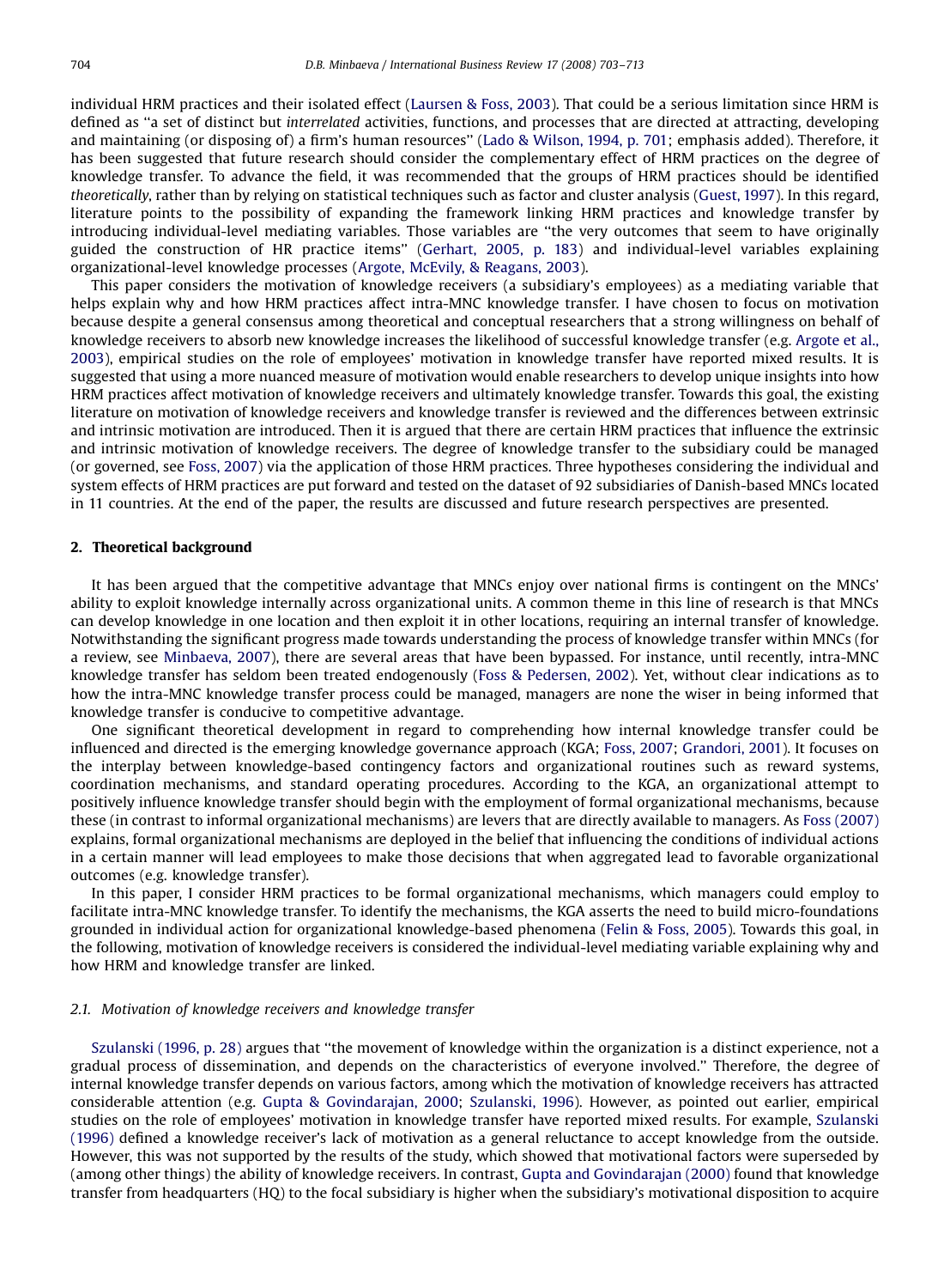individual HRM practices and their isolated effect (Laursen & Foss, 2003). That could be a serious limitation since HRM is defined as "a set of distinct but *interrelated* activities, functions, and processes that are directed at attracting, developing and maintaining (or disposing of) a firm's human resources" (Lado & Wilson, 1994, p. 701; emphasis added). Therefore, it has been suggested that future research should consider the complementary effect of HRM practices on the degree of knowledge transfer. To advance the field, it was recommended that the groups of HRM practices should be identified *theoretically*, rather than by relying on statistical techniques such as factor and cluster analysis (Guest, 1997). In this regard, literature points to the possibility of expanding the framework linking HRM practices and knowledge transfer by introducing individual-level mediating variables. Those variables are "the very outcomes that seem to have originally guided the construction of HR practice items" (Gerhart, 2005, p. 183) and individual-level variables explaining organizational-level knowledge processes (Argote, McEvily, & Reagans, 2003).

This paper considers the motivation of knowledge receivers (a subsidiary's employees) as a mediating variable that helps explain why and how HRM practices affect intra-MNC knowledge transfer. I have chosen to focus on motivation because despite a general consensus among theoretical and conceptual researchers that a strong willingness on behalf of knowledge receivers to absorb new knowledge increases the likelihood of successful knowledge transfer (e.g. Argote et al., 2003), empirical studies on the role of employees' motivation in knowledge transfer have reported mixed results. It is suggested that using a more nuanced measure of motivation would enable researchers to develop unique insights into how HRM practices affect motivation of knowledge receivers and ultimately knowledge transfer. Towards this goal, the existing literature on motivation of knowledge receivers and knowledge transfer is reviewed and the differences between extrinsic and intrinsic motivation are introduced. Then it is argued that there are certain HRM practices that influence the extrinsic and intrinsic motivation of knowledge receivers. The degree of knowledge transfer to the subsidiary could be managed (or governed, see Foss, 2007) via the application of those HRM practices. Three hypotheses considering the individual and system effects of HRM practices are put forward and tested on the dataset of 92 subsidiaries of Danish-based MNCs located in 11 countries. At the end of the paper, the results are discussed and future research perspectives are presented.

## 2. Theoretical background

It has been argued that the competitive advantage that MNCs enjoy over national firms is contingent on the MNCs' ability to exploit knowledge internally across organizational units. A common theme in this line of research is that MNCs can develop knowledge in one location and then exploit it in other locations, requiring an internal transfer of knowledge. Notwithstanding the significant progress made towards understanding the process of knowledge transfer within MNCs (for a review, see Minbaeva, 2007), there are several areas that have been bypassed. For instance, until recently, intra-MNC knowledge transfer has seldom been treated endogenously (Foss & Pedersen, 2002). Yet, without clear indications as to how the intra-MNC knowledge transfer process could be managed, managers are none the wiser in being informed that knowledge transfer is conducive to competitive advantage.

One significant theoretical development in regard to comprehending how internal knowledge transfer could be influenced and directed is the emerging knowledge governance approach (KGA; Foss, 2007; Grandori, 2001). It focuses on the interplay between knowledge-based contingency factors and organizational routines such as reward systems, coordination mechanisms, and standard operating procedures. According to the KGA, an organizational attempt to positively influence knowledge transfer should begin with the employment of formal organizational mechanisms, because these (in contrast to informal organizational mechanisms) are levers that are directly available to managers. As Foss (2007) explains, formal organizational mechanisms are deployed in the belief that influencing the conditions of individual actions in a certain manner will lead employees to make those decisions that when aggregated lead to favorable organizational outcomes (e.g. knowledge transfer).

In this paper, I consider HRM practices to be formal organizational mechanisms, which managers could employ to facilitate intra-MNC knowledge transfer. To identify the mechanisms, the KGA asserts the need to build micro-foundations grounded in individual action for organizational knowledge-based phenomena (Felin & Foss, 2005). Towards this goal, in the following, motivation of knowledge receivers is considered the individual-level mediating variable explaining why and how HRM and knowledge transfer are linked.

### *2.1. Motivation of knowledge receivers and knowledge transfer*

Szulanski (1996, p. 28) argues that "the movement of knowledge within the organization is a distinct experience, not a gradual process of dissemination, and depends on the characteristics of everyone involved." Therefore, the degree of internal knowledge transfer depends on various factors, among which the motivation of knowledge receivers has attracted considerable attention (e.g. Gupta & Govindarajan, 2000; Szulanski, 1996). However, as pointed out earlier, empirical studies on the role of employees' motivation in knowledge transfer have reported mixed results. For example, Szulanski (1996) defined a knowledge receiver's lack of motivation as a general reluctance to accept knowledge from the outside. However, this was not supported by the results of the study, which showed that motivational factors were superseded by (among other things) the ability of knowledge receivers. In contrast, Gupta and Govindarajan (2000) found that knowledge transfer from headquarters (HQ) to the focal subsidiary is higher when the subsidiary's motivational disposition to acquire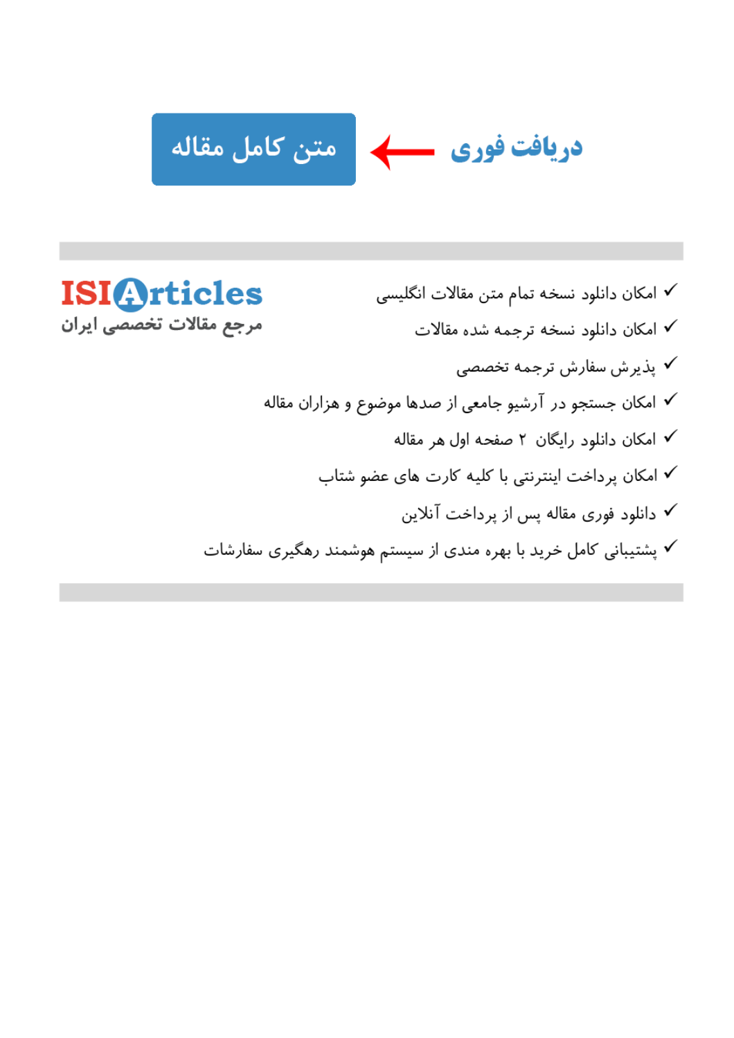متن کامل مقاله ← دریافت فوری

**ISIArticles**
مرجع مقالات تخصصی ایران

- ✓ امکان دانلود نسخه تمام متن مقالات انگلیسی
- ✓ امکان دانلود نسخه ترجمه شده مقالات
- ✓ پذیرش سفارش ترجمه تخصصی
- ✓ امکان جستجو در آرشیو جامعی از صدها موضوع و هزاران مقاله
- ✓ امکان دانلود رایگان ۲ صفحه اول هر مقاله
- ✓ امکان پرداخت اینترنتی با کلیه کارت های عضو شتاب
- ✓ دانلود فوری مقاله پس از پرداخت آنلاین
- ✓ پشتیبانی کامل خرید با بهره مندی از سیستم هوشمند رهگیری سفارشات